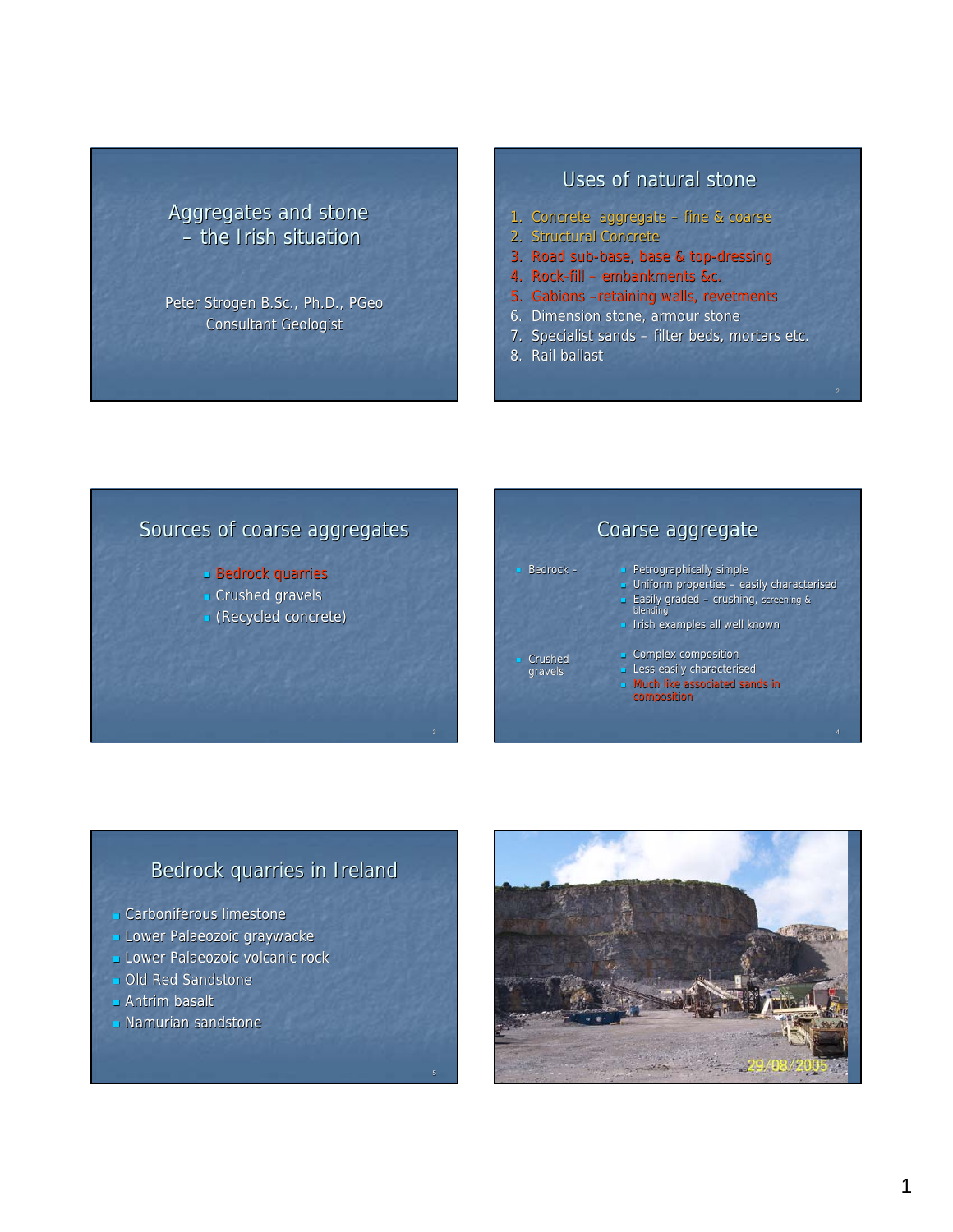# Aggregates and stone – the Irish situation

Peter Strogen B.Sc., Ph.D., PGeo
Consultant Geologist

## Uses of natural stone

1. Concrete aggregate – fine & coarse
2. Structural Concrete
3. Road sub-base, base & top-dressing
4. Rock-fill – embankments &c.
5. Gabions – retaining walls, revetments
6. Dimension stone, armour stone
7. Specialist sands – filter beds, mortars etc.
8. Rail ballast

## Sources of coarse aggregates

- Bedrock quarries
- Crushed gravels
- (Recycled concrete)

## Coarse aggregate

- Bedrock –
  - Petrographically simple
  - Uniform properties – easily characterised
  - Easily graded – crushing, screening & blending
  - Irish examples all well known
- Crushed gravels
  - Complex composition
  - Less easily characterised
  - Much like associated sands in composition

## Bedrock quarries in Ireland

- Carboniferous limestone
- Lower Palaeozoic graywacke
- Lower Palaeozoic volcanic rock
- Old Red Sandstone
- Antrim basalt
- Namurian sandstone

29/08/2005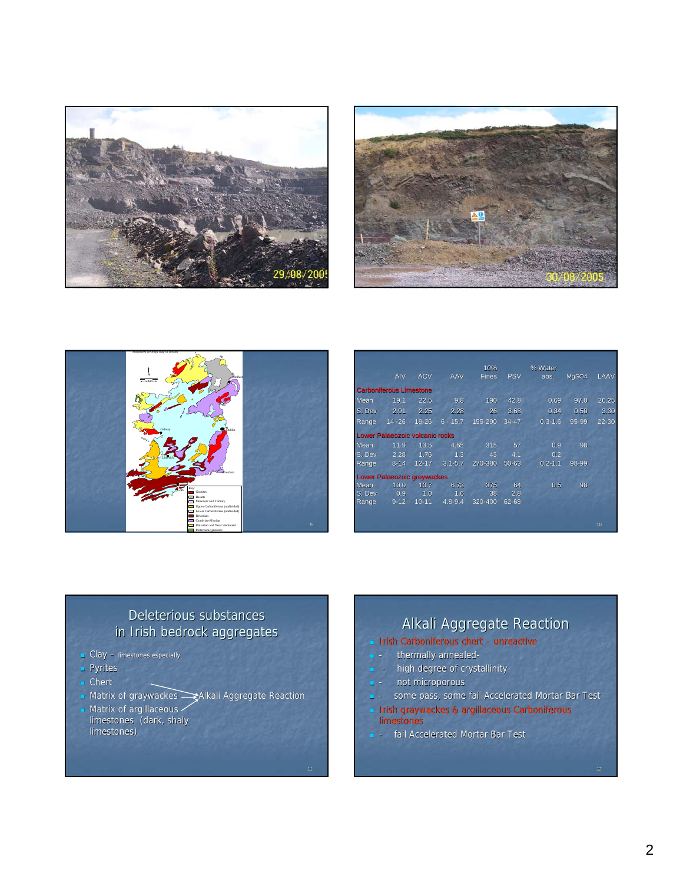29/08/2005

30/08/2005

|  | AIV | ACV | AAV | 10% Fines | PSV | % Water abs. | MgSO4 | LAAV |
|---|---|---|---|---|---|---|---|---|
| **Carboniferous Limestone** | | | | | | | | |
| Mean | 19.1 | 22.5 | 9.8 | 190 | 42.8 | 0.69 | 97.0 | 26.25 |
| S. Dev | 2.91 | 2.25 | 2.28 | 26 | 3.68 | 0.34 | 0.50 | 3.30 |
| Range | 14 -26 | 18-26 | 6 - 15.7 | 155-290 | 34-47 | 0.3-1.6 | 95-99 | 22-30 |
| **Lower Palaeozoic volcanic rocks** | | | | | | | | |
| Mean | 11.9 | 13.5 | 4.65 | 315 | 57 | 0.9 | 98 | |
| S. Dev | 2.28 | 1.76 | 1.3 | 43 | 4.1 | 0.2 | | |
| Range | 8-14 | 12-17 | 3.1-5.7 | 270-380 | 50-63 | 0.2-1.1 | 98-99 | |
| **Lower Palaeozoic greywackes** | | | | | | | | |
| Mean | 10.0 | 10.7 | 6.73 | 375 | 64 | 0.5 | 98 | |
| S. Dev | 0.9 | 1.0 | 1.6 | 38 | 2.8 | | | |
| Range | 9-12 | 10-11 | 4.8-9.4 | 320-400 | 62-68 | | | |

## Deleterious substances in Irish bedrock aggregates

- Clay – limestones especially
- Pyrites
- Chert
- Matrix of graywackes → Alkali Aggregate Reaction
- Matrix of argillaceous limestones (dark, shaly limestones)

## Alkali Aggregate Reaction

- Irish Carboniferous chert – unreactive
  - thermally annealed-
  - high degree of crystallinity
  - not microporous
  - some pass, some fail Accelerated Mortar Bar Test
- Irish graywackes & argillaceous Carboniferous limestones
  - fail Accelerated Mortar Bar Test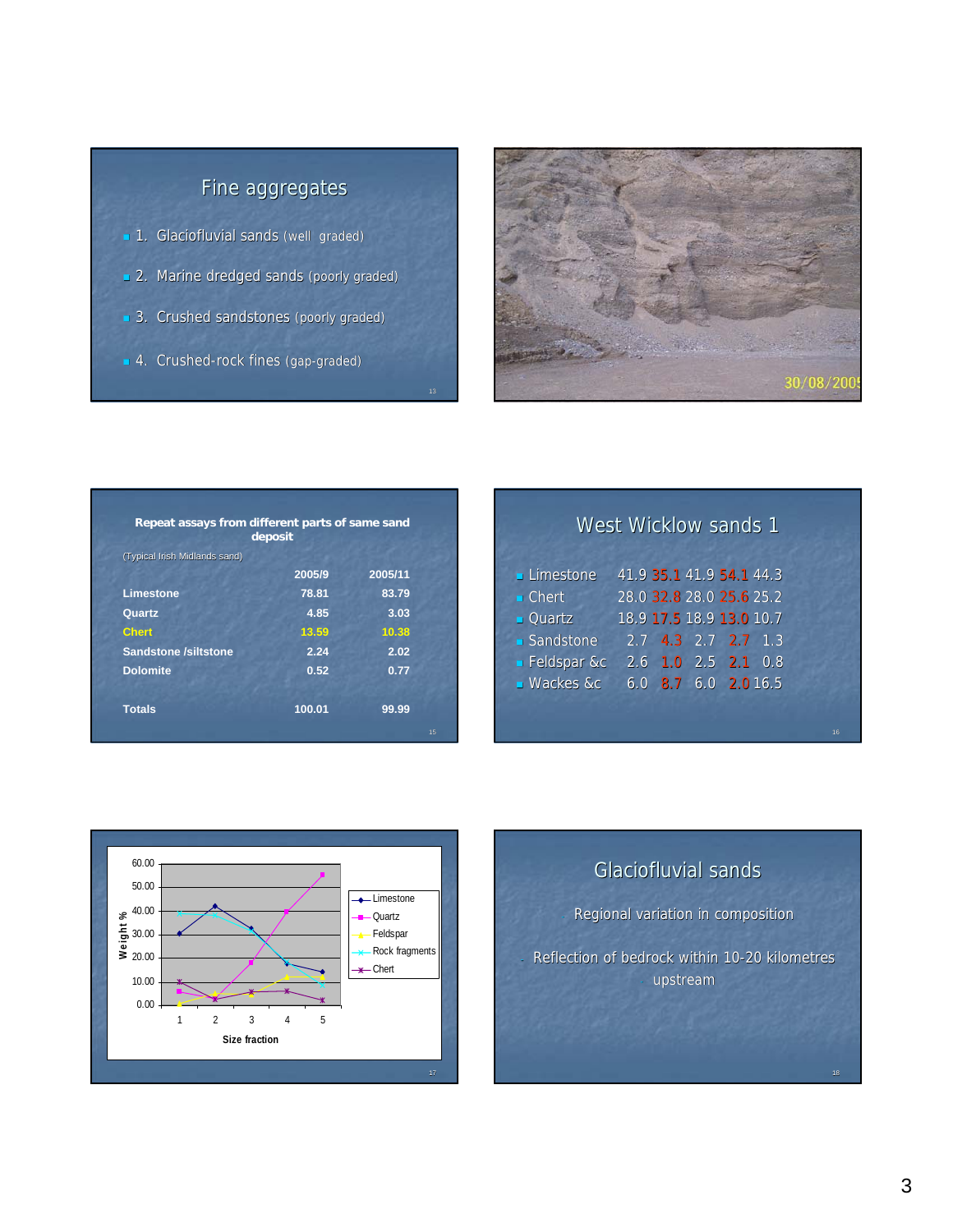## Fine aggregates

- 1. Glaciofluvial sands (well graded)
- 2. Marine dredged sands (poorly graded)
- 3. Crushed sandstones (poorly graded)
- 4. Crushed-rock fines (gap-graded)

30/08/2005

### Repeat assays from different parts of same sand deposit

(Typical Irish Midlands sand)

| | 2005/9 | 2005/11 |
|---|---|---|
| **Limestone** | 78.81 | 83.79 |
| **Quartz** | 4.85 | 3.03 |
| **Chert** | 13.59 | 10.38 |
| **Sandstone /siltstone** | 2.24 | 2.02 |
| **Dolomite** | 0.52 | 0.77 |
| **Totals** | 100.01 | 99.99 |

## West Wicklow sands 1

| | | | | | |
|---|---|---|---|---|---|
| Limestone | 41.9 | 35.1 | 41.9 | 54.1 | 44.3 |
| Chert | 28.0 | 32.8 | 28.0 | 25.6 | 25.2 |
| Quartz | 18.9 | 17.5 | 18.9 | 13.0 | 10.7 |
| Sandstone | 2.7 | 4.3 | 2.7 | 2.7 | 1.3 |
| Feldspar &c | 2.6 | 1.0 | 2.5 | 2.1 | 0.8 |
| Wackes &c | 6.0 | 8.7 | 6.0 | 2.0 | 16.5 |

Weight % vs Size fraction (1–5): Limestone, Quartz, Feldspar, Rock fragments, Chert

## Glaciofluvial sands

- Regional variation in composition
- Reflection of bedrock within 10-20 kilometres upstream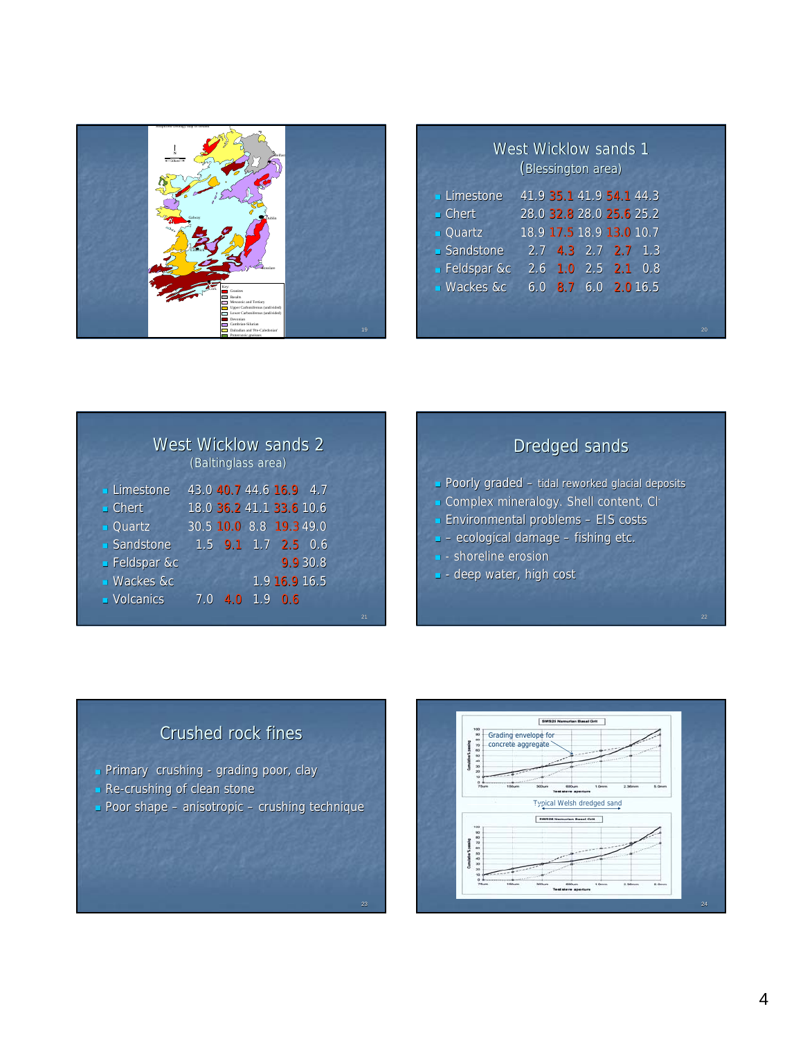## West Wicklow sands 1

(Blessington area)

| | | | | | |
|---|---|---|---|---|---|
| Limestone | 41.9 | 35.1 | 41.9 | 54.1 | 44.3 |
| Chert | 28.0 | 32.8 | 28.0 | 25.6 | 25.2 |
| Quartz | 18.9 | 17.5 | 18.9 | 13.0 | 10.7 |
| Sandstone | 2.7 | 4.3 | 2.7 | 2.7 | 1.3 |
| Feldspar &c | 2.6 | 1.0 | 2.5 | 2.1 | 0.8 |
| Wackes &c | 6.0 | 8.7 | 6.0 | 2.0 | 16.5 |

## West Wicklow sands 2

(Baltinglass area)

| | | | | | |
|---|---|---|---|---|---|
| Limestone | 43.0 | 40.7 | 44.6 | 16.9 | 4.7 |
| Chert | 18.0 | 36.2 | 41.1 | 33.6 | 10.6 |
| Quartz | 30.5 | 10.0 | 8.8 | 19.3 | 49.0 |
| Sandstone | 1.5 | 9.1 | 1.7 | 2.5 | 0.6 |
| Feldspar &c | | | | 9.9 | 30.8 |
| Wackes &c | | | 1.9 | 16.9 | 16.5 |
| Volcanics | 7.0 | 4.0 | 1.9 | 0.6 | |

## Dredged sands

- Poorly graded – tidal reworked glacial deposits
- Complex mineralogy. Shell content, $Cl^-$
- Environmental problems – EIS costs
- – ecological damage – fishing etc.
- - shoreline erosion
- - deep water, high cost

## Crushed rock fines

- Primary crushing - grading poor, clay
- Re-crushing of clean stone
- Poor shape – anisotropic – crushing technique

Grading envelope for concrete aggregate

Typical Welsh dredged sand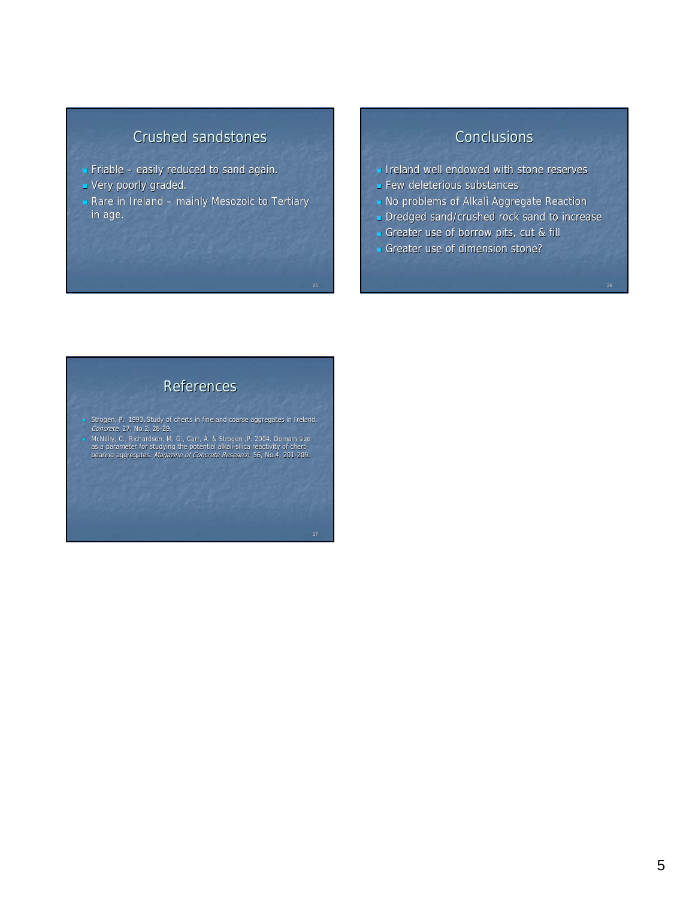## Crushed sandstones

- Friable – easily reduced to sand again.
- Very poorly graded.
- Rare in Ireland – mainly Mesozoic to Tertiary in age.

## Conclusions

- Ireland well endowed with stone reserves
- Few deleterious substances
- No problems of Alkali Aggregate Reaction
- Dredged sand/crushed rock sand to increase
- Greater use of borrow pits, cut & fill
- Greater use of dimension stone?

## References

- Strogen, P. 1993. Study of cherts in fine and coarse aggregates in Ireland. *Concrete*, 27, No.2, 26-29.
- McNally, C., Richardson, M. G., Carr, A. & Strogen ,P. 2004. Domain size as a parameter for studying the potential alkali-silica reactivity of chert-bearing aggregates. *Magazine of Concrete Research*, 56, No.4, 201-209.